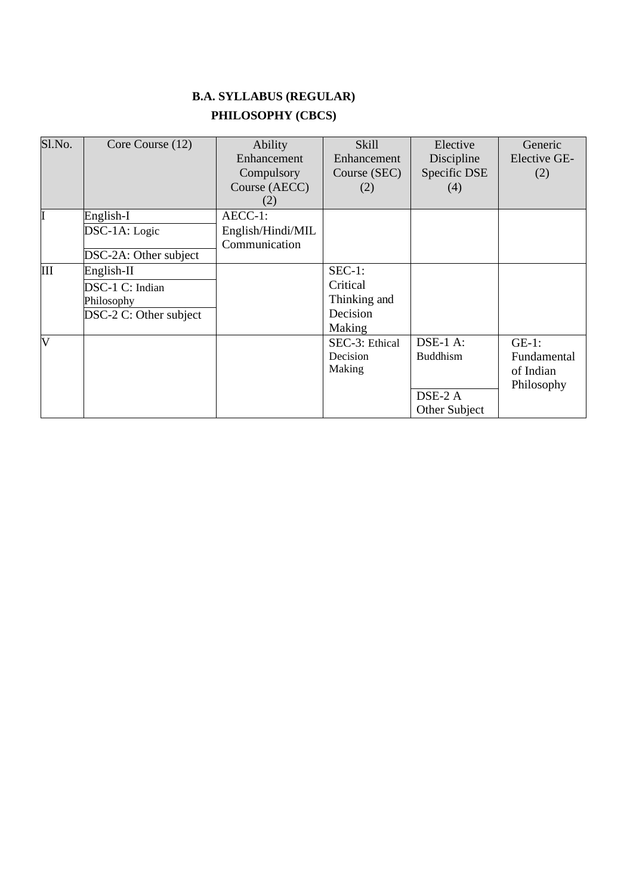**B.A. SYLLABUS (REGULAR)**

**PHILOSOPHY (CBCS)**

| Sl.No. | Core Course (12) | Ability Enhancement Compulsory Course (AECC) (2) | Skill Enhancement Course (SEC) (2) | Elective Discipline Specific DSE (4) | Generic Elective GE- (2) |
|---|---|---|---|---|---|
| I | English-I<br>DSC-1A: Logic<br>DSC-2A: Other subject | AECC-1: English/Hindi/MIL Communication | | | |
| III | English-II<br>DSC-1 C: Indian Philosophy<br>DSC-2 C: Other subject | | SEC-1: Critical Thinking and Decision Making | | |
| V | | | SEC-3: Ethical Decision Making | DSE-1 A: Buddhism<br>DSE-2 A Other Subject | GE-1: Fundamental of Indian Philosophy |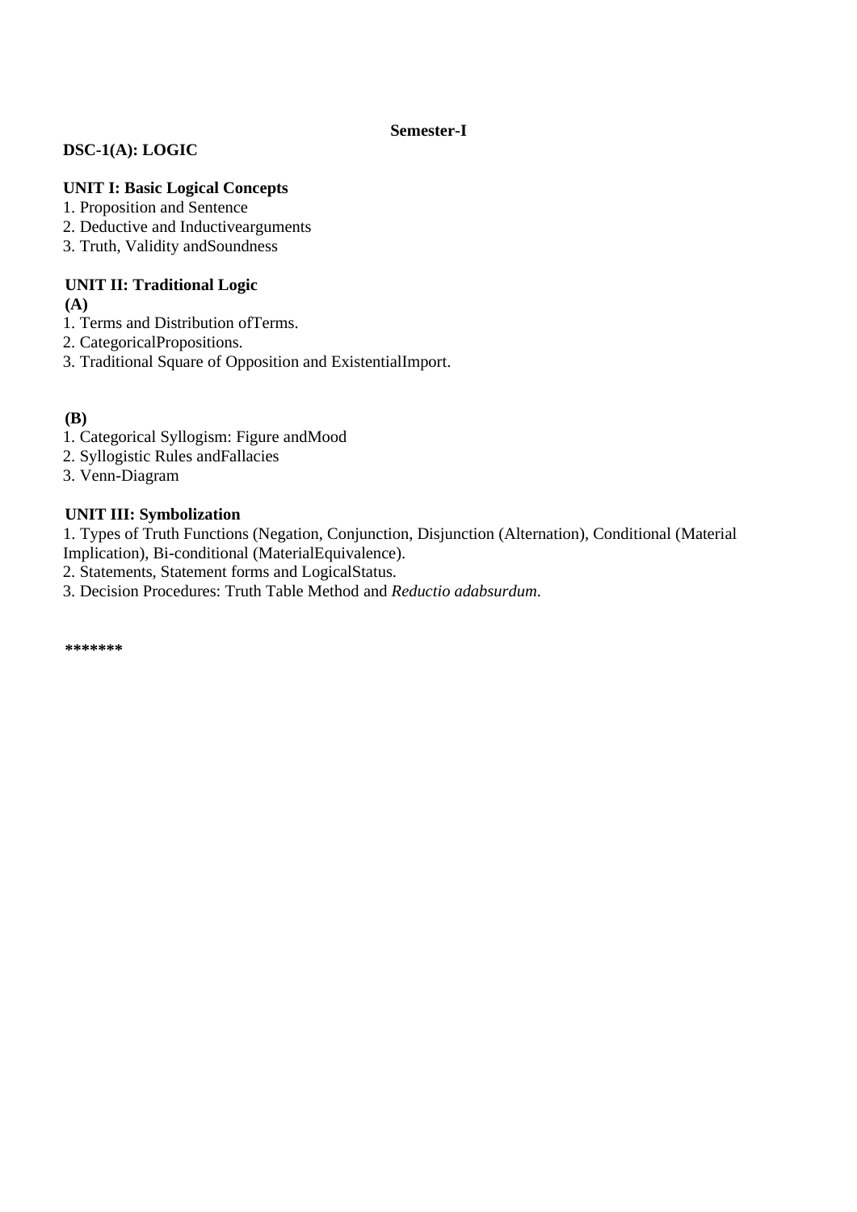**Semester-I**

**DSC-1(A): LOGIC**

**UNIT I: Basic Logical Concepts**

1. Proposition and Sentence
2. Deductive and Inductivearguments
3. Truth, Validity andSoundness

**UNIT II: Traditional Logic**

**(A)**

1. Terms and Distribution ofTerms.
2. CategoricalPropositions.
3. Traditional Square of Opposition and ExistentialImport.

**(B)**

1. Categorical Syllogism: Figure andMood
2. Syllogistic Rules andFallacies
3. Venn-Diagram

**UNIT III: Symbolization**

1. Types of Truth Functions (Negation, Conjunction, Disjunction (Alternation), Conditional (Material Implication), Bi-conditional (MaterialEquivalence).
2. Statements, Statement forms and LogicalStatus.
3. Decision Procedures: Truth Table Method and *Reductio adabsurdum*.

**\*\*\*\*\*\*\***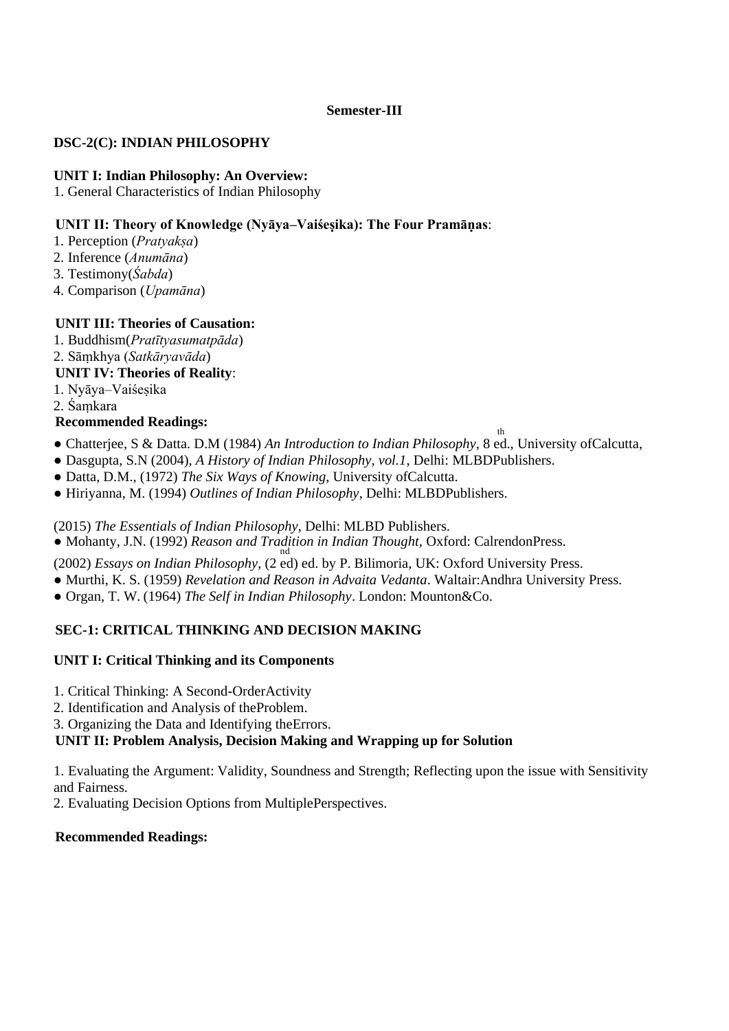**Semester-III**

**DSC-2(C): INDIAN PHILOSOPHY**

**UNIT I: Indian Philosophy: An Overview:**

1. General Characteristics of Indian Philosophy

**UNIT II: Theory of Knowledge (Nyāya–Vaiśeṣika): The Four Pramāṇas**:

1. Perception (*Pratyakṣa*)
2. Inference (*Anumāna*)
3. Testimony(*Śabda*)
4. Comparison (*Upamāna*)

**UNIT III: Theories of Causation:**

1. Buddhism(*Pratītyasumatpāda*)
2. Sāṃkhya (*Satkāryavāda*)

**UNIT IV: Theories of Reality**:

1. Nyāya–Vaiśeṣika
2. Śaṃkara

**Recommended Readings:**

- Chatterjee, S & Datta. D.M (1984) *An Introduction to Indian Philosophy*, 8th ed., University ofCalcutta,
- Dasgupta, S.N (2004), *A History of Indian Philosophy, vol.1*, Delhi: MLBDPublishers.
- Datta, D.M., (1972) *The Six Ways of Knowing*, University ofCalcutta.
- Hiriyanna, M. (1994) *Outlines of Indian Philosophy*, Delhi: MLBDPublishers.

(2015) *The Essentials of Indian Philosophy*, Delhi: MLBD Publishers.

- Mohanty, J.N. (1992) *Reason and Tradition in Indian Thought*, Oxford: CalrendonPress.

(2002) *Essays on Indian Philosophy*, (2nd ed) ed. by P. Bilimoria, UK: Oxford University Press.

- Murthi, K. S. (1959) *Revelation and Reason in Advaita Vedanta*. Waltair:Andhra University Press.
- Organ, T. W. (1964) *The Self in Indian Philosophy*. London: Mounton&Co.

**SEC-1: CRITICAL THINKING AND DECISION MAKING**

**UNIT I: Critical Thinking and its Components**

1. Critical Thinking: A Second-OrderActivity
2. Identification and Analysis of theProblem.
3. Organizing the Data and Identifying theErrors.

**UNIT II: Problem Analysis, Decision Making and Wrapping up for Solution**

1. Evaluating the Argument: Validity, Soundness and Strength; Reflecting upon the issue with Sensitivity and Fairness.
2. Evaluating Decision Options from MultiplePerspectives.

**Recommended Readings:**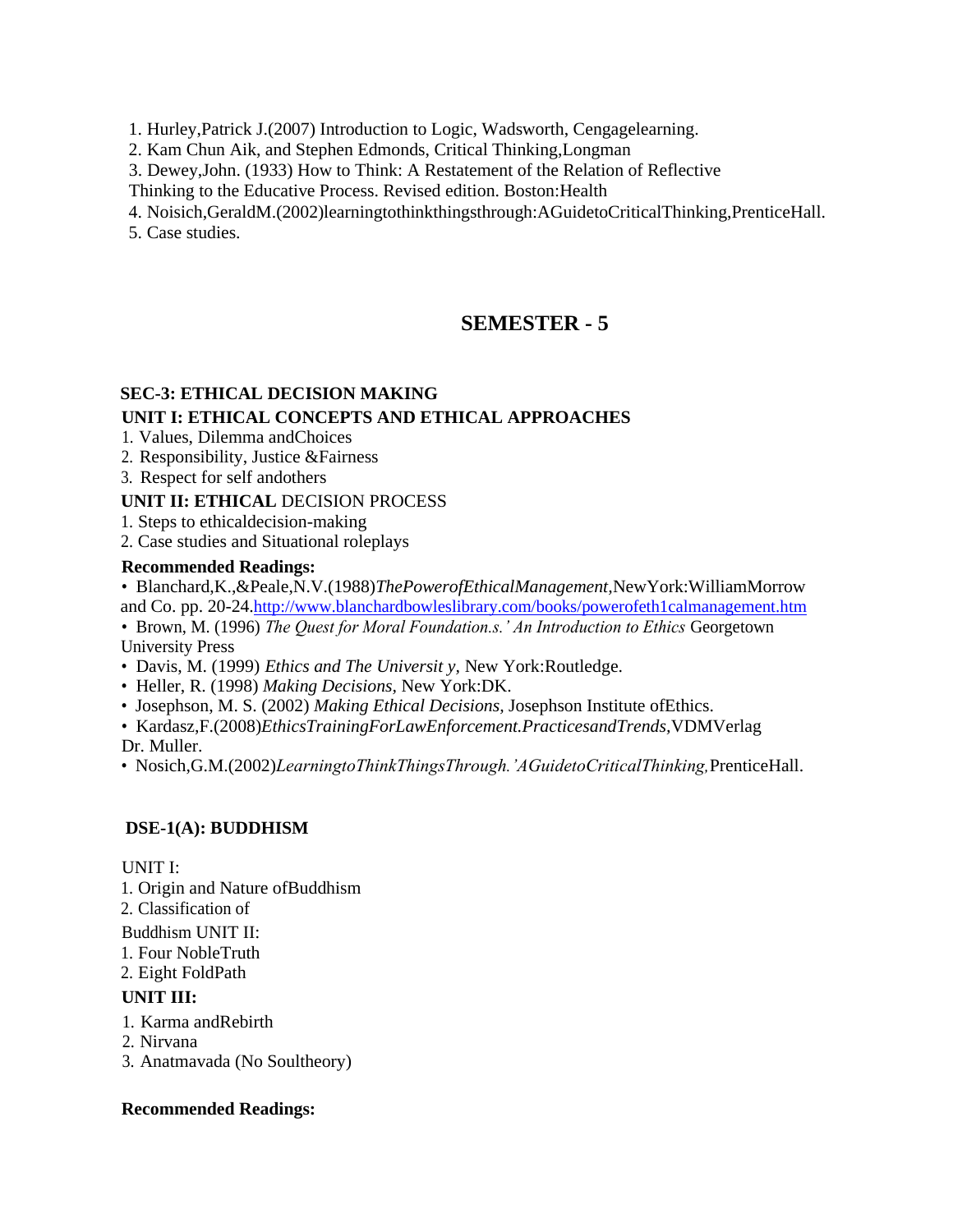1. Hurley,Patrick J.(2007) Introduction to Logic, Wadsworth, Cengagelearning.
2. Kam Chun Aik, and Stephen Edmonds, Critical Thinking,Longman
3. Dewey,John. (1933) How to Think: A Restatement of the Relation of Reflective Thinking to the Educative Process. Revised edition. Boston:Health
4. Noisich,GeraldM.(2002)learningtothinkthingsthrough:AGuidetoCriticalThinking,PrenticeHall.
5. Case studies.

# SEMESTER - 5

## SEC-3: ETHICAL DECISION MAKING

### UNIT I: ETHICAL CONCEPTS AND ETHICAL APPROACHES

1. Values, Dilemma andChoices
2. Responsibility, Justice &Fairness
3. Respect for self andothers

### UNIT II: ETHICAL DECISION PROCESS

1. Steps to ethicaldecision-making
2. Case studies and Situational roleplays

**Recommended Readings:**

- Blanchard,K.,&Peale,N.V.(1988)*ThePowerofEthicalManagement*,NewYork:WilliamMorrow and Co. pp. 20-24.[http://www.blanchardbowleslibrary.com/books/powerofeth1calmanagement.htm](http://www.blanchardbowleslibrary.com/books/powerofeth1calmanagement.htm)
- Brown, M. (1996) *The Quest for Moral Foundation.s.' An Introduction to Ethics* Georgetown University Press
- Davis, M. (1999) *Ethics and The Universit y*, New York:Routledge.
- Heller, R. (1998) *Making Decisions*, New York:DK.
- Josephson, M. S. (2002) *Making Ethical Decisions*, Josephson Institute ofEthics.
- Kardasz,F.(2008)*EthicsTrainingForLawEnforcement.PracticesandTrends*,VDMVerlag Dr. Muller.
- Nosich,G.M.(2002)*LearningtoThinkThingsThrough.'AGuidetoCriticalThinking,*PrenticeHall.

## DSE-1(A): BUDDHISM

UNIT I:

1. Origin and Nature ofBuddhism
2. Classification of Buddhism

UNIT II:

1. Four NobleTruth
2. Eight FoldPath

**UNIT III:**

1. Karma andRebirth
2. Nirvana
3. Anatmavada (No Soultheory)

**Recommended Readings:**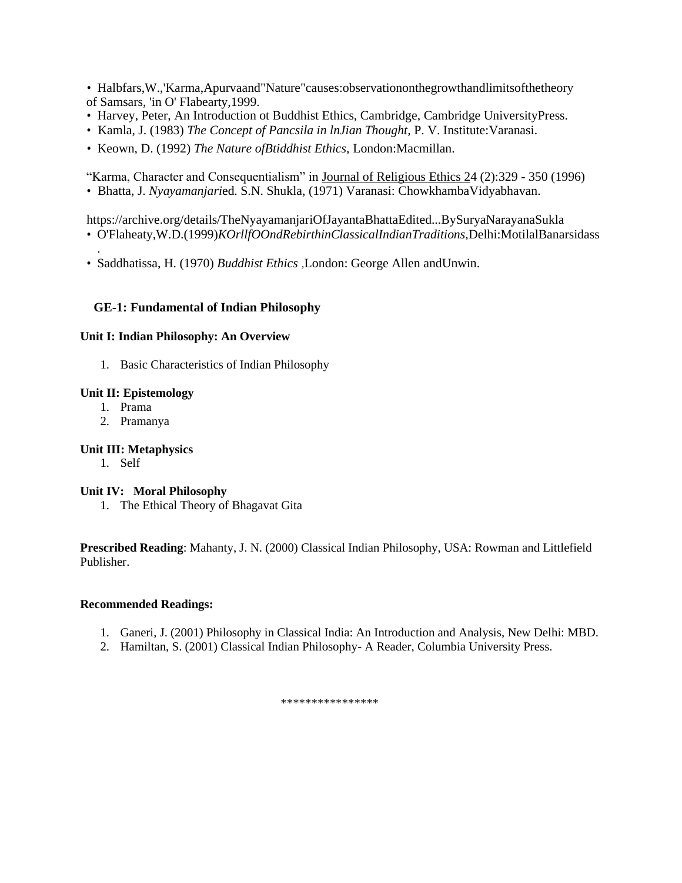- Halbfars,W.,'Karma,Apurvaand"Nature"causes:observationonthegrowthandlimitsofthetheory of Samsars, 'in O' Flabearty,1999.
- Harvey, Peter, An Introduction ot Buddhist Ethics, Cambridge, Cambridge UniversityPress.
- Kamla, J. (1983) *The Concept of Pancsila in lnJian Thought,* P. V. Institute:Varanasi.
- Keown, D. (1992) *The Nature ofBtiddhist Ethics,* London:Macmillan.

"Karma, Character and Consequentialism" in Journal of Religious Ethics 24 (2):329 - 350 (1996)

- Bhatta, J. *Nyayamanjari*ed. S.N. Shukla, (1971) Varanasi: ChowkhambaVidyabhavan.

https://archive.org/details/TheNyayamanjariOfJayantaBhattaEdited...BySuryaNarayanaSukla

- O'Flaheaty,W.D.(1999)*KOrllfOOndRebirthinClassicalIndianTraditions*,Delhi:MotilalBanarsidass .
- Saddhatissa, H. (1970) *Buddhist Ethics* ,London: George Allen andUnwin.

## GE-1: Fundamental of Indian Philosophy

**Unit I: Indian Philosophy: An Overview**

1. Basic Characteristics of Indian Philosophy

**Unit II: Epistemology**

1. Prama
2. Pramanya

**Unit III: Metaphysics**

1. Self

**Unit IV: Moral Philosophy**

1. The Ethical Theory of Bhagavat Gita

**Prescribed Reading**: Mahanty, J. N. (2000) Classical Indian Philosophy, USA: Rowman and Littlefield Publisher.

**Recommended Readings:**

1. Ganeri, J. (2001) Philosophy in Classical India: An Introduction and Analysis, New Delhi: MBD.
2. Hamiltan, S. (2001) Classical Indian Philosophy- A Reader, Columbia University Press.

\*\*\*\*\*\*\*\*\*\*\*\*\*\*\*\*